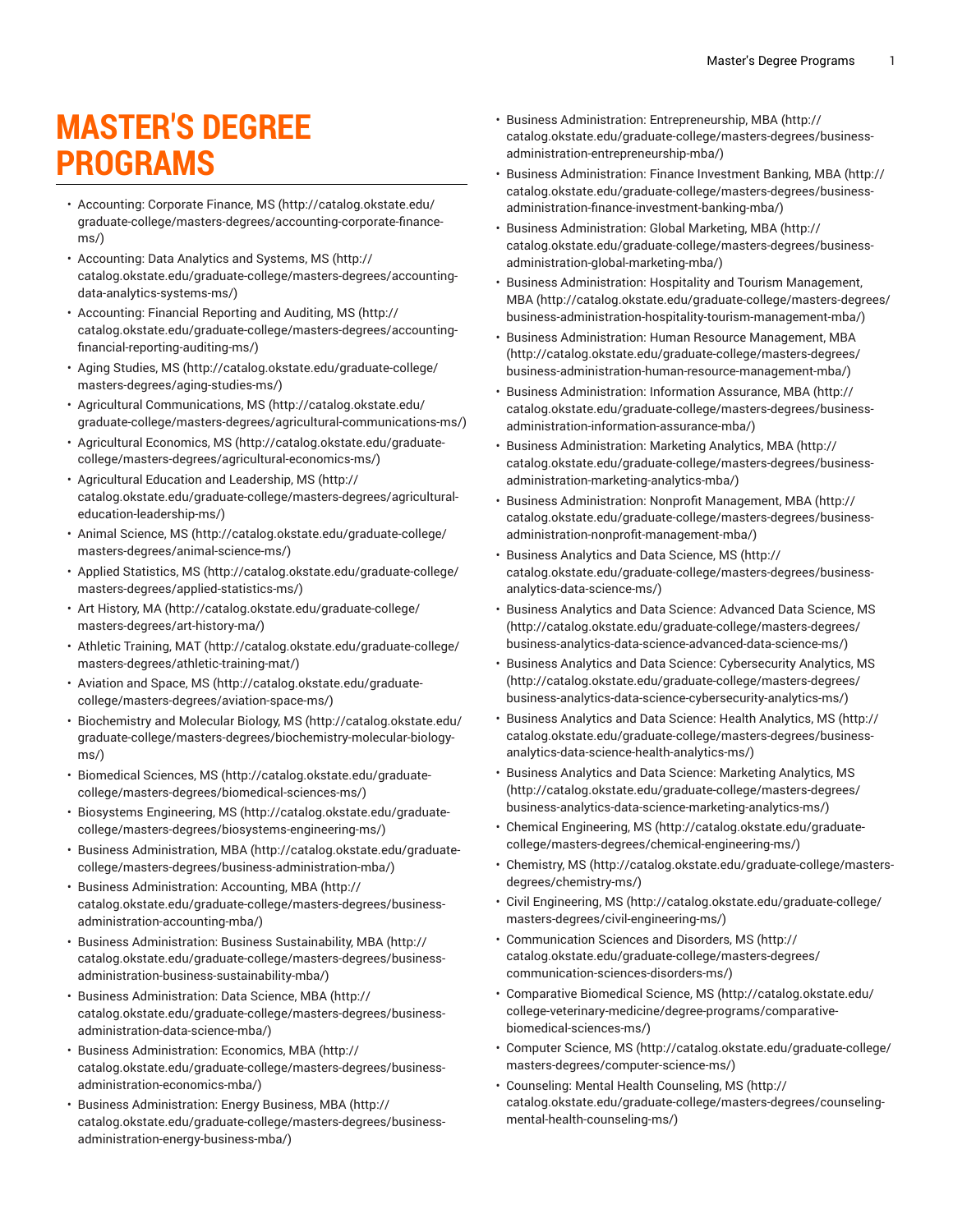# MASTER'S DEGREE PROGRAMS

- Accounting: Corporate Finance, MS (http://catalog.okstate.edu/graduate-college/masters-degrees/accounting-corporate-finance-ms/)
- Accounting: Data Analytics and Systems, MS (http://catalog.okstate.edu/graduate-college/masters-degrees/accounting-data-analytics-systems-ms/)
- Accounting: Financial Reporting and Auditing, MS (http://catalog.okstate.edu/graduate-college/masters-degrees/accounting-financial-reporting-auditing-ms/)
- Aging Studies, MS (http://catalog.okstate.edu/graduate-college/masters-degrees/aging-studies-ms/)
- Agricultural Communications, MS (http://catalog.okstate.edu/graduate-college/masters-degrees/agricultural-communications-ms/)
- Agricultural Economics, MS (http://catalog.okstate.edu/graduate-college/masters-degrees/agricultural-economics-ms/)
- Agricultural Education and Leadership, MS (http://catalog.okstate.edu/graduate-college/masters-degrees/agricultural-education-leadership-ms/)
- Animal Science, MS (http://catalog.okstate.edu/graduate-college/masters-degrees/animal-science-ms/)
- Applied Statistics, MS (http://catalog.okstate.edu/graduate-college/masters-degrees/applied-statistics-ms/)
- Art History, MA (http://catalog.okstate.edu/graduate-college/masters-degrees/art-history-ma/)
- Athletic Training, MAT (http://catalog.okstate.edu/graduate-college/masters-degrees/athletic-training-mat/)
- Aviation and Space, MS (http://catalog.okstate.edu/graduate-college/masters-degrees/aviation-space-ms/)
- Biochemistry and Molecular Biology, MS (http://catalog.okstate.edu/graduate-college/masters-degrees/biochemistry-molecular-biology-ms/)
- Biomedical Sciences, MS (http://catalog.okstate.edu/graduate-college/masters-degrees/biomedical-sciences-ms/)
- Biosystems Engineering, MS (http://catalog.okstate.edu/graduate-college/masters-degrees/biosystems-engineering-ms/)
- Business Administration, MBA (http://catalog.okstate.edu/graduate-college/masters-degrees/business-administration-mba/)
- Business Administration: Accounting, MBA (http://catalog.okstate.edu/graduate-college/masters-degrees/business-administration-accounting-mba/)
- Business Administration: Business Sustainability, MBA (http://catalog.okstate.edu/graduate-college/masters-degrees/business-administration-business-sustainability-mba/)
- Business Administration: Data Science, MBA (http://catalog.okstate.edu/graduate-college/masters-degrees/business-administration-data-science-mba/)
- Business Administration: Economics, MBA (http://catalog.okstate.edu/graduate-college/masters-degrees/business-administration-economics-mba/)
- Business Administration: Energy Business, MBA (http://catalog.okstate.edu/graduate-college/masters-degrees/business-administration-energy-business-mba/)
- Business Administration: Entrepreneurship, MBA (http://catalog.okstate.edu/graduate-college/masters-degrees/business-administration-entrepreneurship-mba/)
- Business Administration: Finance Investment Banking, MBA (http://catalog.okstate.edu/graduate-college/masters-degrees/business-administration-finance-investment-banking-mba/)
- Business Administration: Global Marketing, MBA (http://catalog.okstate.edu/graduate-college/masters-degrees/business-administration-global-marketing-mba/)
- Business Administration: Hospitality and Tourism Management, MBA (http://catalog.okstate.edu/graduate-college/masters-degrees/business-administration-hospitality-tourism-management-mba/)
- Business Administration: Human Resource Management, MBA (http://catalog.okstate.edu/graduate-college/masters-degrees/business-administration-human-resource-management-mba/)
- Business Administration: Information Assurance, MBA (http://catalog.okstate.edu/graduate-college/masters-degrees/business-administration-information-assurance-mba/)
- Business Administration: Marketing Analytics, MBA (http://catalog.okstate.edu/graduate-college/masters-degrees/business-administration-marketing-analytics-mba/)
- Business Administration: Nonprofit Management, MBA (http://catalog.okstate.edu/graduate-college/masters-degrees/business-administration-nonprofit-management-mba/)
- Business Analytics and Data Science, MS (http://catalog.okstate.edu/graduate-college/masters-degrees/business-analytics-data-science-ms/)
- Business Analytics and Data Science: Advanced Data Science, MS (http://catalog.okstate.edu/graduate-college/masters-degrees/business-analytics-data-science-advanced-data-science-ms/)
- Business Analytics and Data Science: Cybersecurity Analytics, MS (http://catalog.okstate.edu/graduate-college/masters-degrees/business-analytics-data-science-cybersecurity-analytics-ms/)
- Business Analytics and Data Science: Health Analytics, MS (http://catalog.okstate.edu/graduate-college/masters-degrees/business-analytics-data-science-health-analytics-ms/)
- Business Analytics and Data Science: Marketing Analytics, MS (http://catalog.okstate.edu/graduate-college/masters-degrees/business-analytics-data-science-marketing-analytics-ms/)
- Chemical Engineering, MS (http://catalog.okstate.edu/graduate-college/masters-degrees/chemical-engineering-ms/)
- Chemistry, MS (http://catalog.okstate.edu/graduate-college/masters-degrees/chemistry-ms/)
- Civil Engineering, MS (http://catalog.okstate.edu/graduate-college/masters-degrees/civil-engineering-ms/)
- Communication Sciences and Disorders, MS (http://catalog.okstate.edu/graduate-college/masters-degrees/communication-sciences-disorders-ms/)
- Comparative Biomedical Science, MS (http://catalog.okstate.edu/college-veterinary-medicine/degree-programs/comparative-biomedical-sciences-ms/)
- Computer Science, MS (http://catalog.okstate.edu/graduate-college/masters-degrees/computer-science-ms/)
- Counseling: Mental Health Counseling, MS (http://catalog.okstate.edu/graduate-college/masters-degrees/counseling-mental-health-counseling-ms/)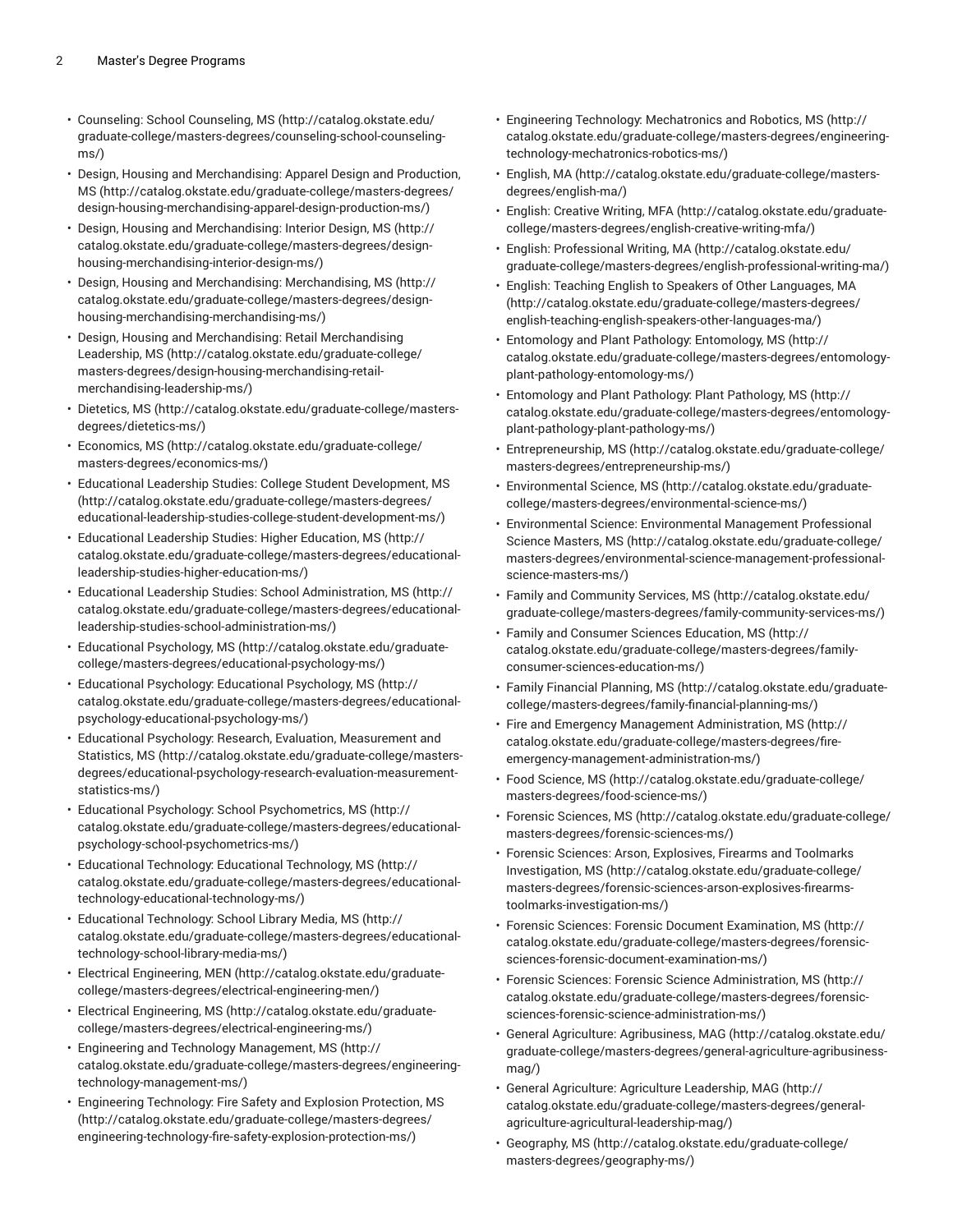- Counseling: School Counseling, MS (http://catalog.okstate.edu/graduate-college/masters-degrees/counseling-school-counseling-ms/)
- Design, Housing and Merchandising: Apparel Design and Production, MS (http://catalog.okstate.edu/graduate-college/masters-degrees/design-housing-merchandising-apparel-design-production-ms/)
- Design, Housing and Merchandising: Interior Design, MS (http://catalog.okstate.edu/graduate-college/masters-degrees/design-housing-merchandising-interior-design-ms/)
- Design, Housing and Merchandising: Merchandising, MS (http://catalog.okstate.edu/graduate-college/masters-degrees/design-housing-merchandising-merchandising-ms/)
- Design, Housing and Merchandising: Retail Merchandising Leadership, MS (http://catalog.okstate.edu/graduate-college/masters-degrees/design-housing-merchandising-retail-merchandising-leadership-ms/)
- Dietetics, MS (http://catalog.okstate.edu/graduate-college/masters-degrees/dietetics-ms/)
- Economics, MS (http://catalog.okstate.edu/graduate-college/masters-degrees/economics-ms/)
- Educational Leadership Studies: College Student Development, MS (http://catalog.okstate.edu/graduate-college/masters-degrees/educational-leadership-studies-college-student-development-ms/)
- Educational Leadership Studies: Higher Education, MS (http://catalog.okstate.edu/graduate-college/masters-degrees/educational-leadership-studies-higher-education-ms/)
- Educational Leadership Studies: School Administration, MS (http://catalog.okstate.edu/graduate-college/masters-degrees/educational-leadership-studies-school-administration-ms/)
- Educational Psychology, MS (http://catalog.okstate.edu/graduate-college/masters-degrees/educational-psychology-ms/)
- Educational Psychology: Educational Psychology, MS (http://catalog.okstate.edu/graduate-college/masters-degrees/educational-psychology-educational-psychology-ms/)
- Educational Psychology: Research, Evaluation, Measurement and Statistics, MS (http://catalog.okstate.edu/graduate-college/masters-degrees/educational-psychology-research-evaluation-measurement-statistics-ms/)
- Educational Psychology: School Psychometrics, MS (http://catalog.okstate.edu/graduate-college/masters-degrees/educational-psychology-school-psychometrics-ms/)
- Educational Technology: Educational Technology, MS (http://catalog.okstate.edu/graduate-college/masters-degrees/educational-technology-educational-technology-ms/)
- Educational Technology: School Library Media, MS (http://catalog.okstate.edu/graduate-college/masters-degrees/educational-technology-school-library-media-ms/)
- Electrical Engineering, MEN (http://catalog.okstate.edu/graduate-college/masters-degrees/electrical-engineering-men/)
- Electrical Engineering, MS (http://catalog.okstate.edu/graduate-college/masters-degrees/electrical-engineering-ms/)
- Engineering and Technology Management, MS (http://catalog.okstate.edu/graduate-college/masters-degrees/engineering-technology-management-ms/)
- Engineering Technology: Fire Safety and Explosion Protection, MS (http://catalog.okstate.edu/graduate-college/masters-degrees/engineering-technology-fire-safety-explosion-protection-ms/)
- Engineering Technology: Mechatronics and Robotics, MS (http://catalog.okstate.edu/graduate-college/masters-degrees/engineering-technology-mechatronics-robotics-ms/)
- English, MA (http://catalog.okstate.edu/graduate-college/masters-degrees/english-ma/)
- English: Creative Writing, MFA (http://catalog.okstate.edu/graduate-college/masters-degrees/english-creative-writing-mfa/)
- English: Professional Writing, MA (http://catalog.okstate.edu/graduate-college/masters-degrees/english-professional-writing-ma/)
- English: Teaching English to Speakers of Other Languages, MA (http://catalog.okstate.edu/graduate-college/masters-degrees/english-teaching-english-speakers-other-languages-ma/)
- Entomology and Plant Pathology: Entomology, MS (http://catalog.okstate.edu/graduate-college/masters-degrees/entomology-plant-pathology-entomology-ms/)
- Entomology and Plant Pathology: Plant Pathology, MS (http://catalog.okstate.edu/graduate-college/masters-degrees/entomology-plant-pathology-plant-pathology-ms/)
- Entrepreneurship, MS (http://catalog.okstate.edu/graduate-college/masters-degrees/entrepreneurship-ms/)
- Environmental Science, MS (http://catalog.okstate.edu/graduate-college/masters-degrees/environmental-science-ms/)
- Environmental Science: Environmental Management Professional Science Masters, MS (http://catalog.okstate.edu/graduate-college/masters-degrees/environmental-science-management-professional-science-masters-ms/)
- Family and Community Services, MS (http://catalog.okstate.edu/graduate-college/masters-degrees/family-community-services-ms/)
- Family and Consumer Sciences Education, MS (http://catalog.okstate.edu/graduate-college/masters-degrees/family-consumer-sciences-education-ms/)
- Family Financial Planning, MS (http://catalog.okstate.edu/graduate-college/masters-degrees/family-financial-planning-ms/)
- Fire and Emergency Management Administration, MS (http://catalog.okstate.edu/graduate-college/masters-degrees/fire-emergency-management-administration-ms/)
- Food Science, MS (http://catalog.okstate.edu/graduate-college/masters-degrees/food-science-ms/)
- Forensic Sciences, MS (http://catalog.okstate.edu/graduate-college/masters-degrees/forensic-sciences-ms/)
- Forensic Sciences: Arson, Explosives, Firearms and Toolmarks Investigation, MS (http://catalog.okstate.edu/graduate-college/masters-degrees/forensic-sciences-arson-explosives-firearms-toolmarks-investigation-ms/)
- Forensic Sciences: Forensic Document Examination, MS (http://catalog.okstate.edu/graduate-college/masters-degrees/forensic-sciences-forensic-document-examination-ms/)
- Forensic Sciences: Forensic Science Administration, MS (http://catalog.okstate.edu/graduate-college/masters-degrees/forensic-sciences-forensic-science-administration-ms/)
- General Agriculture: Agribusiness, MAG (http://catalog.okstate.edu/graduate-college/masters-degrees/general-agriculture-agribusiness-mag/)
- General Agriculture: Agriculture Leadership, MAG (http://catalog.okstate.edu/graduate-college/masters-degrees/general-agriculture-agricultural-leadership-mag/)
- Geography, MS (http://catalog.okstate.edu/graduate-college/masters-degrees/geography-ms/)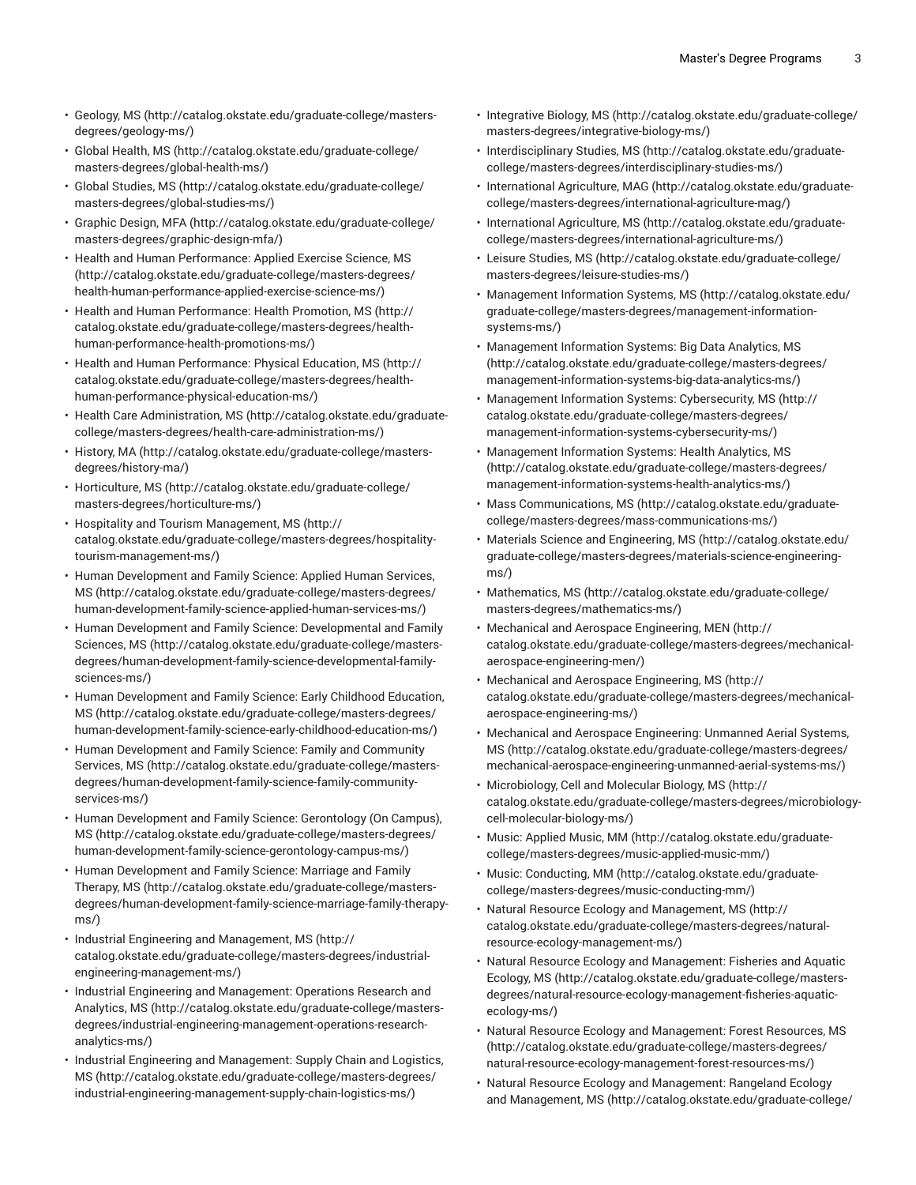- Geology, MS (http://catalog.okstate.edu/graduate-college/masters-degrees/geology-ms/)
- Global Health, MS (http://catalog.okstate.edu/graduate-college/masters-degrees/global-health-ms/)
- Global Studies, MS (http://catalog.okstate.edu/graduate-college/masters-degrees/global-studies-ms/)
- Graphic Design, MFA (http://catalog.okstate.edu/graduate-college/masters-degrees/graphic-design-mfa/)
- Health and Human Performance: Applied Exercise Science, MS (http://catalog.okstate.edu/graduate-college/masters-degrees/health-human-performance-applied-exercise-science-ms/)
- Health and Human Performance: Health Promotion, MS (http://catalog.okstate.edu/graduate-college/masters-degrees/health-human-performance-health-promotions-ms/)
- Health and Human Performance: Physical Education, MS (http://catalog.okstate.edu/graduate-college/masters-degrees/health-human-performance-physical-education-ms/)
- Health Care Administration, MS (http://catalog.okstate.edu/graduate-college/masters-degrees/health-care-administration-ms/)
- History, MA (http://catalog.okstate.edu/graduate-college/masters-degrees/history-ma/)
- Horticulture, MS (http://catalog.okstate.edu/graduate-college/masters-degrees/horticulture-ms/)
- Hospitality and Tourism Management, MS (http://catalog.okstate.edu/graduate-college/masters-degrees/hospitality-tourism-management-ms/)
- Human Development and Family Science: Applied Human Services, MS (http://catalog.okstate.edu/graduate-college/masters-degrees/human-development-family-science-applied-human-services-ms/)
- Human Development and Family Science: Developmental and Family Sciences, MS (http://catalog.okstate.edu/graduate-college/masters-degrees/human-development-family-science-developmental-family-sciences-ms/)
- Human Development and Family Science: Early Childhood Education, MS (http://catalog.okstate.edu/graduate-college/masters-degrees/human-development-family-science-early-childhood-education-ms/)
- Human Development and Family Science: Family and Community Services, MS (http://catalog.okstate.edu/graduate-college/masters-degrees/human-development-family-science-family-community-services-ms/)
- Human Development and Family Science: Gerontology (On Campus), MS (http://catalog.okstate.edu/graduate-college/masters-degrees/human-development-family-science-gerontology-campus-ms/)
- Human Development and Family Science: Marriage and Family Therapy, MS (http://catalog.okstate.edu/graduate-college/masters-degrees/human-development-family-science-marriage-family-therapy-ms/)
- Industrial Engineering and Management, MS (http://catalog.okstate.edu/graduate-college/masters-degrees/industrial-engineering-management-ms/)
- Industrial Engineering and Management: Operations Research and Analytics, MS (http://catalog.okstate.edu/graduate-college/masters-degrees/industrial-engineering-management-operations-research-analytics-ms/)
- Industrial Engineering and Management: Supply Chain and Logistics, MS (http://catalog.okstate.edu/graduate-college/masters-degrees/industrial-engineering-management-supply-chain-logistics-ms/)
- Integrative Biology, MS (http://catalog.okstate.edu/graduate-college/masters-degrees/integrative-biology-ms/)
- Interdisciplinary Studies, MS (http://catalog.okstate.edu/graduate-college/masters-degrees/interdisciplinary-studies-ms/)
- International Agriculture, MAG (http://catalog.okstate.edu/graduate-college/masters-degrees/international-agriculture-mag/)
- International Agriculture, MS (http://catalog.okstate.edu/graduate-college/masters-degrees/international-agriculture-ms/)
- Leisure Studies, MS (http://catalog.okstate.edu/graduate-college/masters-degrees/leisure-studies-ms/)
- Management Information Systems, MS (http://catalog.okstate.edu/graduate-college/masters-degrees/management-information-systems-ms/)
- Management Information Systems: Big Data Analytics, MS (http://catalog.okstate.edu/graduate-college/masters-degrees/management-information-systems-big-data-analytics-ms/)
- Management Information Systems: Cybersecurity, MS (http://catalog.okstate.edu/graduate-college/masters-degrees/management-information-systems-cybersecurity-ms/)
- Management Information Systems: Health Analytics, MS (http://catalog.okstate.edu/graduate-college/masters-degrees/management-information-systems-health-analytics-ms/)
- Mass Communications, MS (http://catalog.okstate.edu/graduate-college/masters-degrees/mass-communications-ms/)
- Materials Science and Engineering, MS (http://catalog.okstate.edu/graduate-college/masters-degrees/materials-science-engineering-ms/)
- Mathematics, MS (http://catalog.okstate.edu/graduate-college/masters-degrees/mathematics-ms/)
- Mechanical and Aerospace Engineering, MEN (http://catalog.okstate.edu/graduate-college/masters-degrees/mechanical-aerospace-engineering-men/)
- Mechanical and Aerospace Engineering, MS (http://catalog.okstate.edu/graduate-college/masters-degrees/mechanical-aerospace-engineering-ms/)
- Mechanical and Aerospace Engineering: Unmanned Aerial Systems, MS (http://catalog.okstate.edu/graduate-college/masters-degrees/mechanical-aerospace-engineering-unmanned-aerial-systems-ms/)
- Microbiology, Cell and Molecular Biology, MS (http://catalog.okstate.edu/graduate-college/masters-degrees/microbiology-cell-molecular-biology-ms/)
- Music: Applied Music, MM (http://catalog.okstate.edu/graduate-college/masters-degrees/music-applied-music-mm/)
- Music: Conducting, MM (http://catalog.okstate.edu/graduate-college/masters-degrees/music-conducting-mm/)
- Natural Resource Ecology and Management, MS (http://catalog.okstate.edu/graduate-college/masters-degrees/natural-resource-ecology-management-ms/)
- Natural Resource Ecology and Management: Fisheries and Aquatic Ecology, MS (http://catalog.okstate.edu/graduate-college/masters-degrees/natural-resource-ecology-management-fisheries-aquatic-ecology-ms/)
- Natural Resource Ecology and Management: Forest Resources, MS (http://catalog.okstate.edu/graduate-college/masters-degrees/natural-resource-ecology-management-forest-resources-ms/)
- Natural Resource Ecology and Management: Rangeland Ecology and Management, MS (http://catalog.okstate.edu/graduate-college/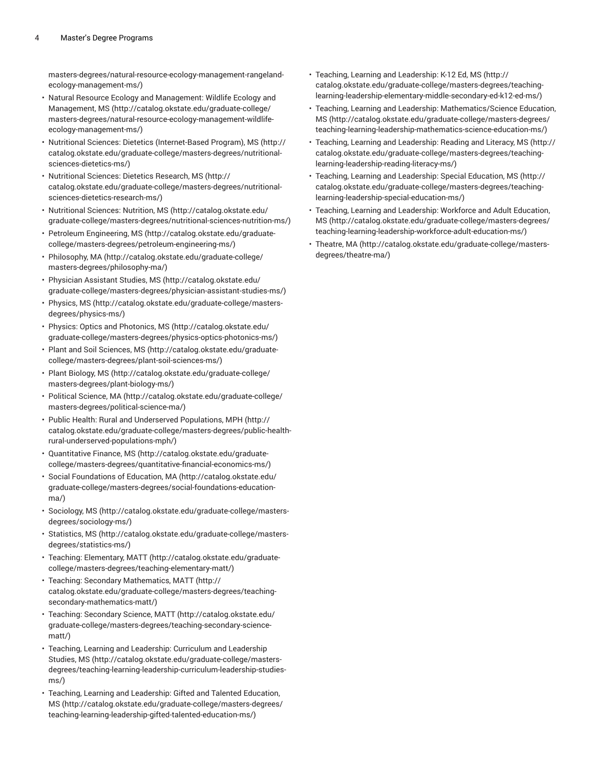masters-degrees/natural-resource-ecology-management-rangeland-ecology-management-ms/)

- Natural Resource Ecology and Management: Wildlife Ecology and Management, MS (http://catalog.okstate.edu/graduate-college/masters-degrees/natural-resource-ecology-management-wildlife-ecology-management-ms/)
- Nutritional Sciences: Dietetics (Internet-Based Program), MS (http://catalog.okstate.edu/graduate-college/masters-degrees/nutritional-sciences-dietetics-ms/)
- Nutritional Sciences: Dietetics Research, MS (http://catalog.okstate.edu/graduate-college/masters-degrees/nutritional-sciences-dietetics-research-ms/)
- Nutritional Sciences: Nutrition, MS (http://catalog.okstate.edu/graduate-college/masters-degrees/nutritional-sciences-nutrition-ms/)
- Petroleum Engineering, MS (http://catalog.okstate.edu/graduate-college/masters-degrees/petroleum-engineering-ms/)
- Philosophy, MA (http://catalog.okstate.edu/graduate-college/masters-degrees/philosophy-ma/)
- Physician Assistant Studies, MS (http://catalog.okstate.edu/graduate-college/masters-degrees/physician-assistant-studies-ms/)
- Physics, MS (http://catalog.okstate.edu/graduate-college/masters-degrees/physics-ms/)
- Physics: Optics and Photonics, MS (http://catalog.okstate.edu/graduate-college/masters-degrees/physics-optics-photonics-ms/)
- Plant and Soil Sciences, MS (http://catalog.okstate.edu/graduate-college/masters-degrees/plant-soil-sciences-ms/)
- Plant Biology, MS (http://catalog.okstate.edu/graduate-college/masters-degrees/plant-biology-ms/)
- Political Science, MA (http://catalog.okstate.edu/graduate-college/masters-degrees/political-science-ma/)
- Public Health: Rural and Underserved Populations, MPH (http://catalog.okstate.edu/graduate-college/masters-degrees/public-health-rural-underserved-populations-mph/)
- Quantitative Finance, MS (http://catalog.okstate.edu/graduate-college/masters-degrees/quantitative-financial-economics-ms/)
- Social Foundations of Education, MA (http://catalog.okstate.edu/graduate-college/masters-degrees/social-foundations-education-ma/)
- Sociology, MS (http://catalog.okstate.edu/graduate-college/masters-degrees/sociology-ms/)
- Statistics, MS (http://catalog.okstate.edu/graduate-college/masters-degrees/statistics-ms/)
- Teaching: Elementary, MATT (http://catalog.okstate.edu/graduate-college/masters-degrees/teaching-elementary-matt/)
- Teaching: Secondary Mathematics, MATT (http://catalog.okstate.edu/graduate-college/masters-degrees/teaching-secondary-mathematics-matt/)
- Teaching: Secondary Science, MATT (http://catalog.okstate.edu/graduate-college/masters-degrees/teaching-secondary-science-matt/)
- Teaching, Learning and Leadership: Curriculum and Leadership Studies, MS (http://catalog.okstate.edu/graduate-college/masters-degrees/teaching-learning-leadership-curriculum-leadership-studies-ms/)
- Teaching, Learning and Leadership: Gifted and Talented Education, MS (http://catalog.okstate.edu/graduate-college/masters-degrees/teaching-learning-leadership-gifted-talented-education-ms/)
- Teaching, Learning and Leadership: K-12 Ed, MS (http://catalog.okstate.edu/graduate-college/masters-degrees/teaching-learning-leadership-elementary-middle-secondary-ed-k12-ed-ms/)
- Teaching, Learning and Leadership: Mathematics/Science Education, MS (http://catalog.okstate.edu/graduate-college/masters-degrees/teaching-learning-leadership-mathematics-science-education-ms/)
- Teaching, Learning and Leadership: Reading and Literacy, MS (http://catalog.okstate.edu/graduate-college/masters-degrees/teaching-learning-leadership-reading-literacy-ms/)
- Teaching, Learning and Leadership: Special Education, MS (http://catalog.okstate.edu/graduate-college/masters-degrees/teaching-learning-leadership-special-education-ms/)
- Teaching, Learning and Leadership: Workforce and Adult Education, MS (http://catalog.okstate.edu/graduate-college/masters-degrees/teaching-learning-leadership-workforce-adult-education-ms/)
- Theatre, MA (http://catalog.okstate.edu/graduate-college/masters-degrees/theatre-ma/)